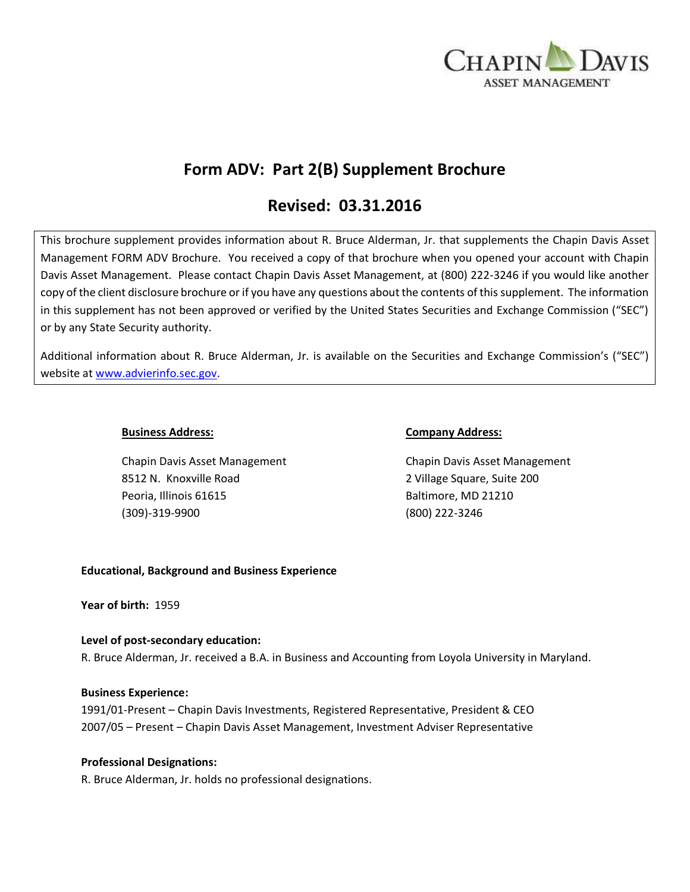CHAPIN DAVIS
ASSET MANAGEMENT

# Form ADV: Part 2(B) Supplement Brochure

## Revised: 03.31.2016

This brochure supplement provides information about R. Bruce Alderman, Jr. that supplements the Chapin Davis Asset Management FORM ADV Brochure. You received a copy of that brochure when you opened your account with Chapin Davis Asset Management. Please contact Chapin Davis Asset Management, at (800) 222-3246 if you would like another copy of the client disclosure brochure or if you have any questions about the contents of this supplement. The information in this supplement has not been approved or verified by the United States Securities and Exchange Commission ("SEC") or by any State Security authority.

Additional information about R. Bruce Alderman, Jr. is available on the Securities and Exchange Commission's ("SEC") website at www.advierinfo.sec.gov.

**Business Address:**

Chapin Davis Asset Management
8512 N. Knoxville Road
Peoria, Illinois 61615
(309)-319-9900

**Company Address:**

Chapin Davis Asset Management
2 Village Square, Suite 200
Baltimore, MD 21210
(800) 222-3246

**Educational, Background and Business Experience**

**Year of birth:** 1959

**Level of post-secondary education:**
R. Bruce Alderman, Jr. received a B.A. in Business and Accounting from Loyola University in Maryland.

**Business Experience:**
1991/01-Present – Chapin Davis Investments, Registered Representative, President & CEO
2007/05 – Present – Chapin Davis Asset Management, Investment Adviser Representative

**Professional Designations:**
R. Bruce Alderman, Jr. holds no professional designations.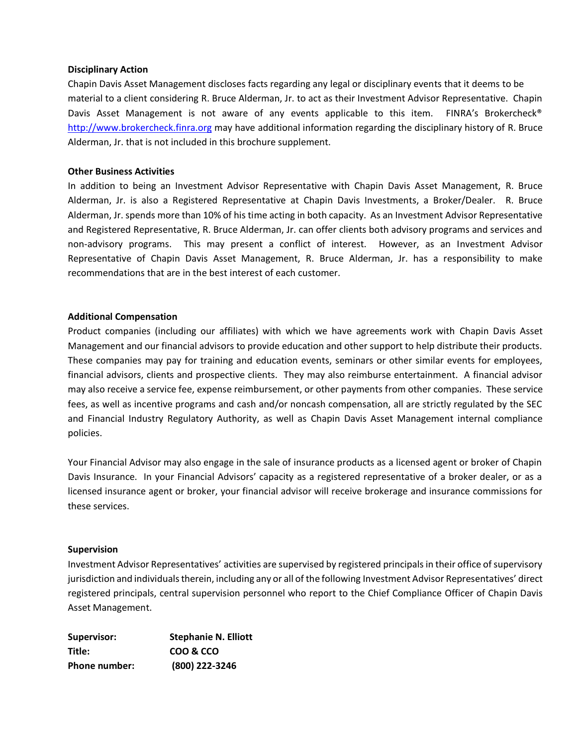**Disciplinary Action**

Chapin Davis Asset Management discloses facts regarding any legal or disciplinary events that it deems to be material to a client considering R. Bruce Alderman, Jr. to act as their Investment Advisor Representative. Chapin Davis Asset Management is not aware of any events applicable to this item. FINRA's Brokercheck® http://www.brokercheck.finra.org may have additional information regarding the disciplinary history of R. Bruce Alderman, Jr. that is not included in this brochure supplement.

**Other Business Activities**

In addition to being an Investment Advisor Representative with Chapin Davis Asset Management, R. Bruce Alderman, Jr. is also a Registered Representative at Chapin Davis Investments, a Broker/Dealer. R. Bruce Alderman, Jr. spends more than 10% of his time acting in both capacity. As an Investment Advisor Representative and Registered Representative, R. Bruce Alderman, Jr. can offer clients both advisory programs and services and non-advisory programs. This may present a conflict of interest. However, as an Investment Advisor Representative of Chapin Davis Asset Management, R. Bruce Alderman, Jr. has a responsibility to make recommendations that are in the best interest of each customer.

**Additional Compensation**

Product companies (including our affiliates) with which we have agreements work with Chapin Davis Asset Management and our financial advisors to provide education and other support to help distribute their products. These companies may pay for training and education events, seminars or other similar events for employees, financial advisors, clients and prospective clients. They may also reimburse entertainment. A financial advisor may also receive a service fee, expense reimbursement, or other payments from other companies. These service fees, as well as incentive programs and cash and/or noncash compensation, all are strictly regulated by the SEC and Financial Industry Regulatory Authority, as well as Chapin Davis Asset Management internal compliance policies.

Your Financial Advisor may also engage in the sale of insurance products as a licensed agent or broker of Chapin Davis Insurance. In your Financial Advisors' capacity as a registered representative of a broker dealer, or as a licensed insurance agent or broker, your financial advisor will receive brokerage and insurance commissions for these services.

**Supervision**

Investment Advisor Representatives' activities are supervised by registered principals in their office of supervisory jurisdiction and individuals therein, including any or all of the following Investment Advisor Representatives' direct registered principals, central supervision personnel who report to the Chief Compliance Officer of Chapin Davis Asset Management.

| | |
|---|---|
| **Supervisor:** | **Stephanie N. Elliott** |
| **Title:** | **COO & CCO** |
| **Phone number:** | **(800) 222-3246** |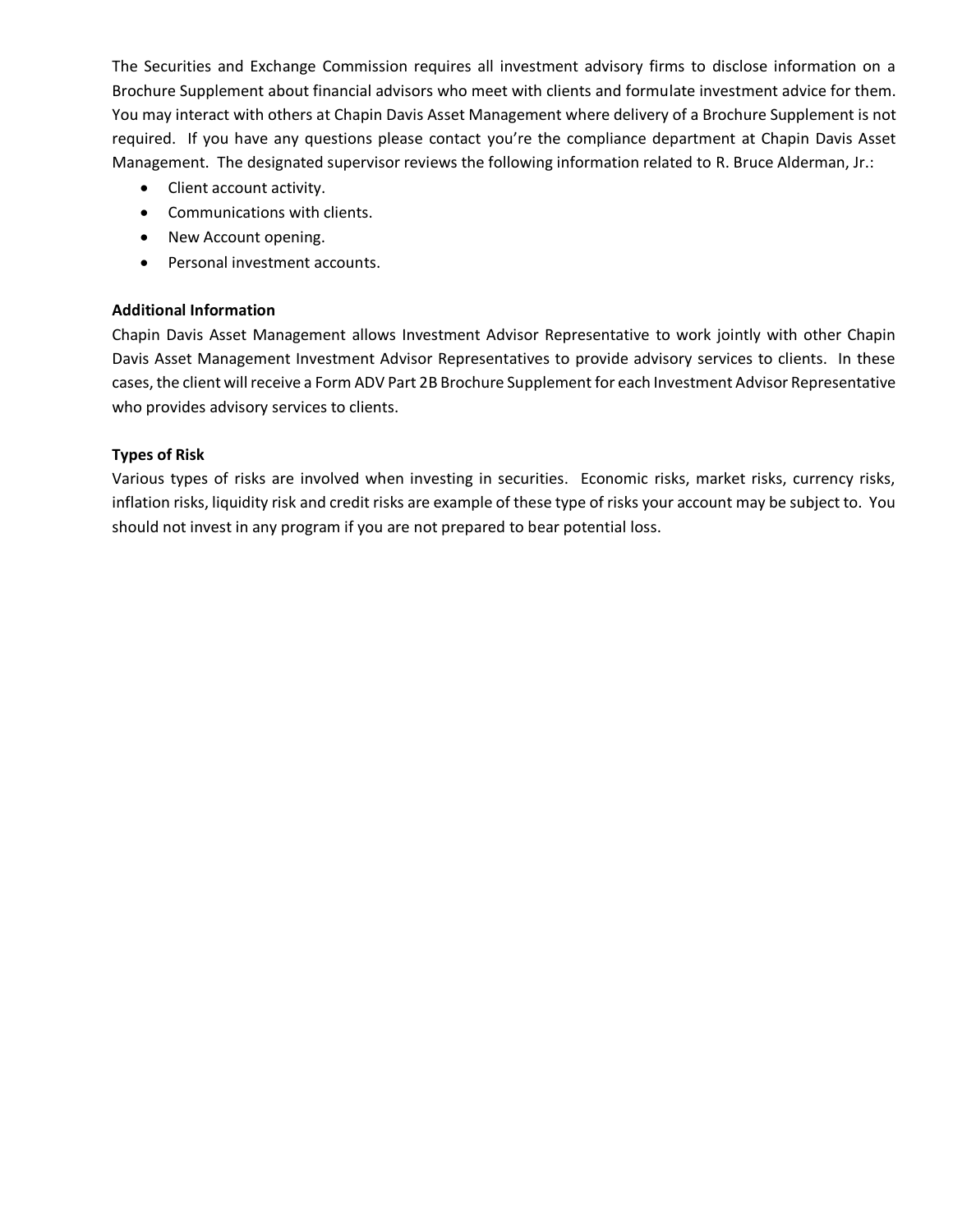The Securities and Exchange Commission requires all investment advisory firms to disclose information on a Brochure Supplement about financial advisors who meet with clients and formulate investment advice for them. You may interact with others at Chapin Davis Asset Management where delivery of a Brochure Supplement is not required. If you have any questions please contact you're the compliance department at Chapin Davis Asset Management. The designated supervisor reviews the following information related to R. Bruce Alderman, Jr.:

- Client account activity.
- Communications with clients.
- New Account opening.
- Personal investment accounts.

**Additional Information**

Chapin Davis Asset Management allows Investment Advisor Representative to work jointly with other Chapin Davis Asset Management Investment Advisor Representatives to provide advisory services to clients. In these cases, the client will receive a Form ADV Part 2B Brochure Supplement for each Investment Advisor Representative who provides advisory services to clients.

**Types of Risk**

Various types of risks are involved when investing in securities. Economic risks, market risks, currency risks, inflation risks, liquidity risk and credit risks are example of these type of risks your account may be subject to. You should not invest in any program if you are not prepared to bear potential loss.